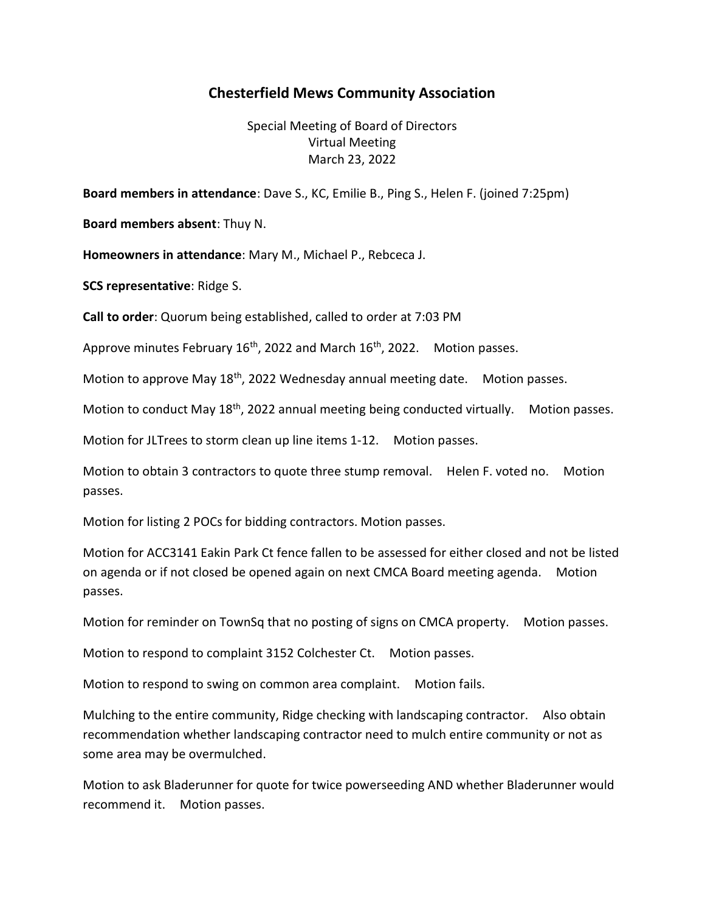# Chesterfield Mews Community Association

Special Meeting of Board of Directors
Virtual Meeting
March 23, 2022

**Board members in attendance**: Dave S., KC, Emilie B., Ping S., Helen F. (joined 7:25pm)

**Board members absent**: Thuy N.

**Homeowners in attendance**: Mary M., Michael P., Rebceca J.

**SCS representative**: Ridge S.

**Call to order**: Quorum being established, called to order at 7:03 PM

Approve minutes February 16th, 2022 and March 16th, 2022. Motion passes.

Motion to approve May 18th, 2022 Wednesday annual meeting date. Motion passes.

Motion to conduct May 18th, 2022 annual meeting being conducted virtually. Motion passes.

Motion for JLTrees to storm clean up line items 1-12. Motion passes.

Motion to obtain 3 contractors to quote three stump removal. Helen F. voted no. Motion passes.

Motion for listing 2 POCs for bidding contractors. Motion passes.

Motion for ACC3141 Eakin Park Ct fence fallen to be assessed for either closed and not be listed on agenda or if not closed be opened again on next CMCA Board meeting agenda. Motion passes.

Motion for reminder on TownSq that no posting of signs on CMCA property. Motion passes.

Motion to respond to complaint 3152 Colchester Ct. Motion passes.

Motion to respond to swing on common area complaint. Motion fails.

Mulching to the entire community, Ridge checking with landscaping contractor. Also obtain recommendation whether landscaping contractor need to mulch entire community or not as some area may be overmulched.

Motion to ask Bladerunner for quote for twice powerseeding AND whether Bladerunner would recommend it. Motion passes.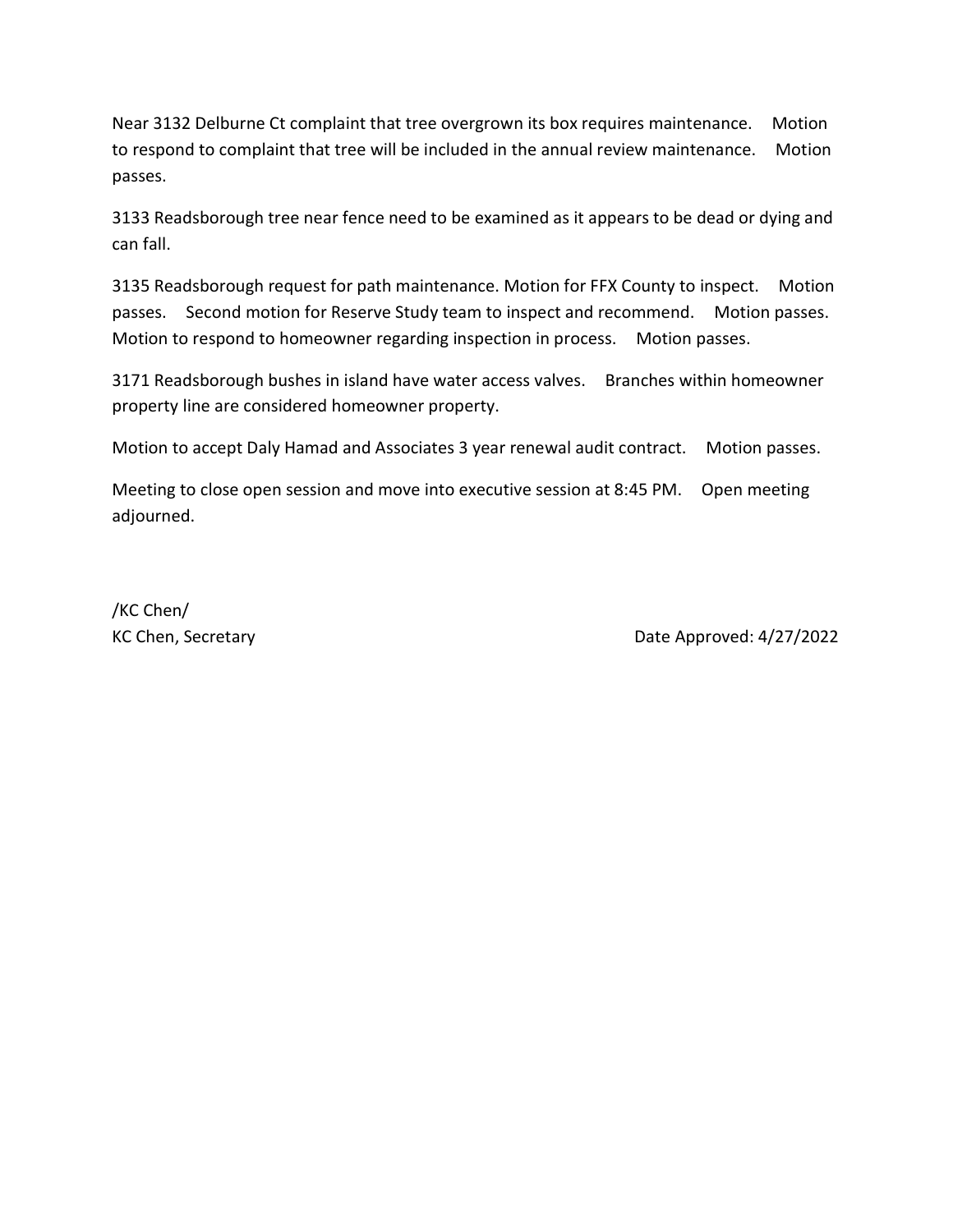Near 3132 Delburne Ct complaint that tree overgrown its box requires maintenance. Motion to respond to complaint that tree will be included in the annual review maintenance. Motion passes.

3133 Readsborough tree near fence need to be examined as it appears to be dead or dying and can fall.

3135 Readsborough request for path maintenance. Motion for FFX County to inspect. Motion passes. Second motion for Reserve Study team to inspect and recommend. Motion passes. Motion to respond to homeowner regarding inspection in process. Motion passes.

3171 Readsborough bushes in island have water access valves. Branches within homeowner property line are considered homeowner property.

Motion to accept Daly Hamad and Associates 3 year renewal audit contract. Motion passes.

Meeting to close open session and move into executive session at 8:45 PM. Open meeting adjourned.

/KC Chen/

KC Chen, Secretary

Date Approved: 4/27/2022